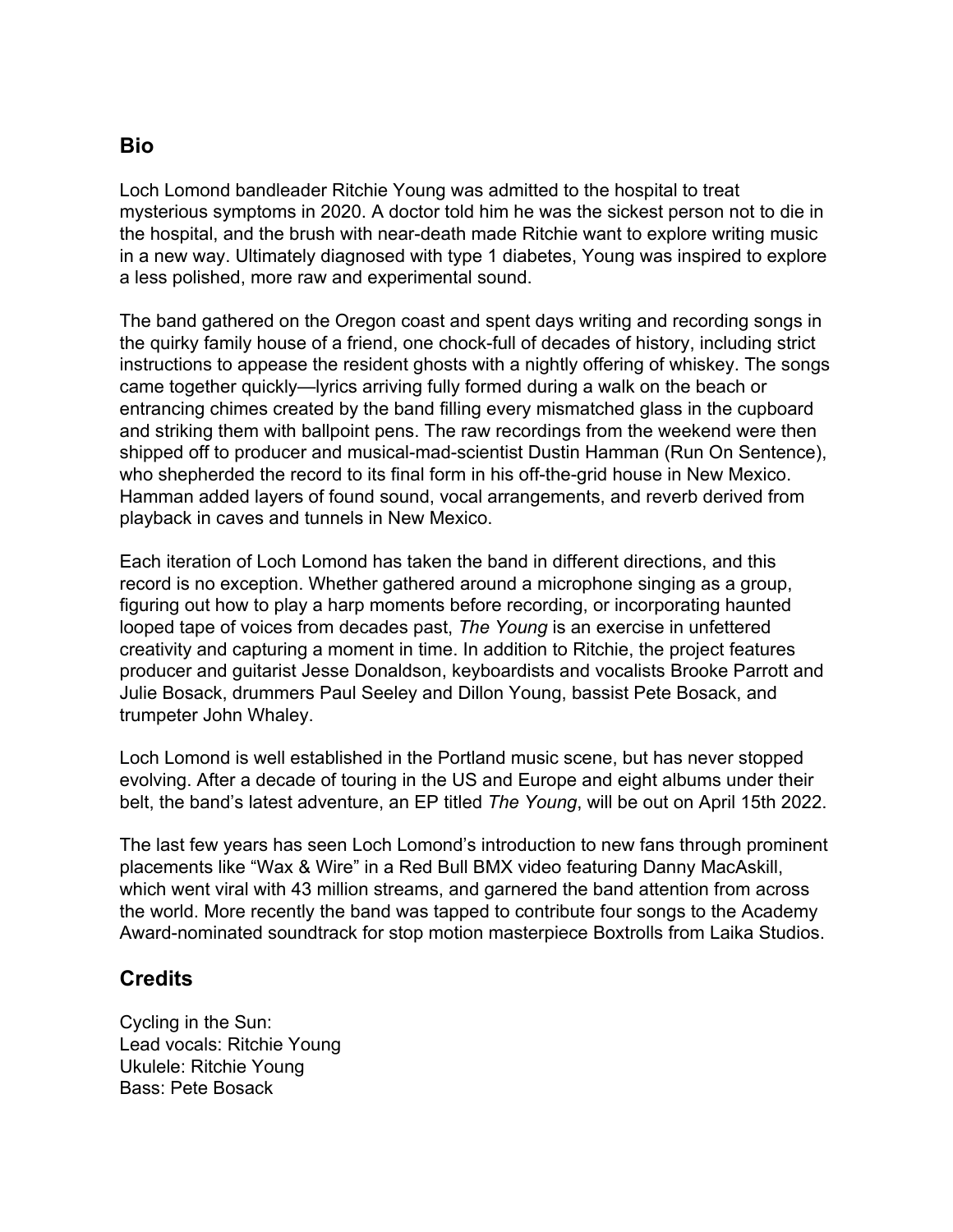## Bio

Loch Lomond bandleader Ritchie Young was admitted to the hospital to treat mysterious symptoms in 2020. A doctor told him he was the sickest person not to die in the hospital, and the brush with near-death made Ritchie want to explore writing music in a new way. Ultimately diagnosed with type 1 diabetes, Young was inspired to explore a less polished, more raw and experimental sound.

The band gathered on the Oregon coast and spent days writing and recording songs in the quirky family house of a friend, one chock-full of decades of history, including strict instructions to appease the resident ghosts with a nightly offering of whiskey. The songs came together quickly—lyrics arriving fully formed during a walk on the beach or entrancing chimes created by the band filling every mismatched glass in the cupboard and striking them with ballpoint pens. The raw recordings from the weekend were then shipped off to producer and musical-mad-scientist Dustin Hamman (Run On Sentence), who shepherded the record to its final form in his off-the-grid house in New Mexico. Hamman added layers of found sound, vocal arrangements, and reverb derived from playback in caves and tunnels in New Mexico.

Each iteration of Loch Lomond has taken the band in different directions, and this record is no exception. Whether gathered around a microphone singing as a group, figuring out how to play a harp moments before recording, or incorporating haunted looped tape of voices from decades past, *The Young* is an exercise in unfettered creativity and capturing a moment in time. In addition to Ritchie, the project features producer and guitarist Jesse Donaldson, keyboardists and vocalists Brooke Parrott and Julie Bosack, drummers Paul Seeley and Dillon Young, bassist Pete Bosack, and trumpeter John Whaley.

Loch Lomond is well established in the Portland music scene, but has never stopped evolving. After a decade of touring in the US and Europe and eight albums under their belt, the band's latest adventure, an EP titled *The Young*, will be out on April 15th 2022.

The last few years has seen Loch Lomond's introduction to new fans through prominent placements like "Wax & Wire" in a Red Bull BMX video featuring Danny MacAskill, which went viral with 43 million streams, and garnered the band attention from across the world. More recently the band was tapped to contribute four songs to the Academy Award-nominated soundtrack for stop motion masterpiece Boxtrolls from Laika Studios.

## Credits

Cycling in the Sun:
Lead vocals: Ritchie Young
Ukulele: Ritchie Young
Bass: Pete Bosack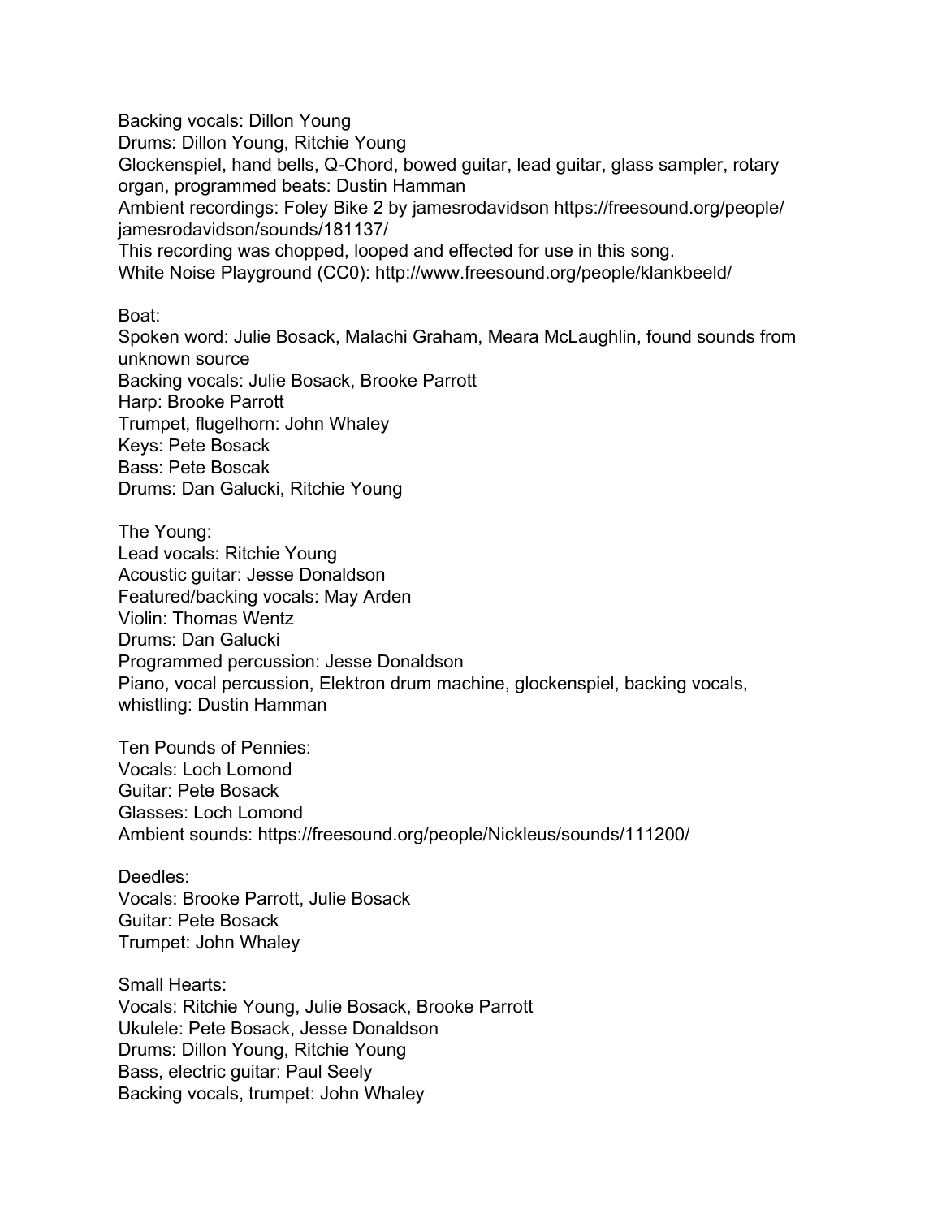Backing vocals: Dillon Young
Drums: Dillon Young, Ritchie Young
Glockenspiel, hand bells, Q-Chord, bowed guitar, lead guitar, glass sampler, rotary organ, programmed beats: Dustin Hamman
Ambient recordings: Foley Bike 2 by jamesrodavidson https://freesound.org/people/jamesrodavidson/sounds/181137/
This recording was chopped, looped and effected for use in this song.
White Noise Playground (CC0): http://www.freesound.org/people/klankbeeld/

Boat:
Spoken word: Julie Bosack, Malachi Graham, Meara McLaughlin, found sounds from unknown source
Backing vocals: Julie Bosack, Brooke Parrott
Harp: Brooke Parrott
Trumpet, flugelhorn: John Whaley
Keys: Pete Bosack
Bass: Pete Boscak
Drums: Dan Galucki, Ritchie Young

The Young:
Lead vocals: Ritchie Young
Acoustic guitar: Jesse Donaldson
Featured/backing vocals: May Arden
Violin: Thomas Wentz
Drums: Dan Galucki
Programmed percussion: Jesse Donaldson
Piano, vocal percussion, Elektron drum machine, glockenspiel, backing vocals, whistling: Dustin Hamman

Ten Pounds of Pennies:
Vocals: Loch Lomond
Guitar: Pete Bosack
Glasses: Loch Lomond
Ambient sounds: https://freesound.org/people/Nickleus/sounds/111200/

Deedles:
Vocals: Brooke Parrott, Julie Bosack
Guitar: Pete Bosack
Trumpet: John Whaley

Small Hearts:
Vocals: Ritchie Young, Julie Bosack, Brooke Parrott
Ukulele: Pete Bosack, Jesse Donaldson
Drums: Dillon Young, Ritchie Young
Bass, electric guitar: Paul Seely
Backing vocals, trumpet: John Whaley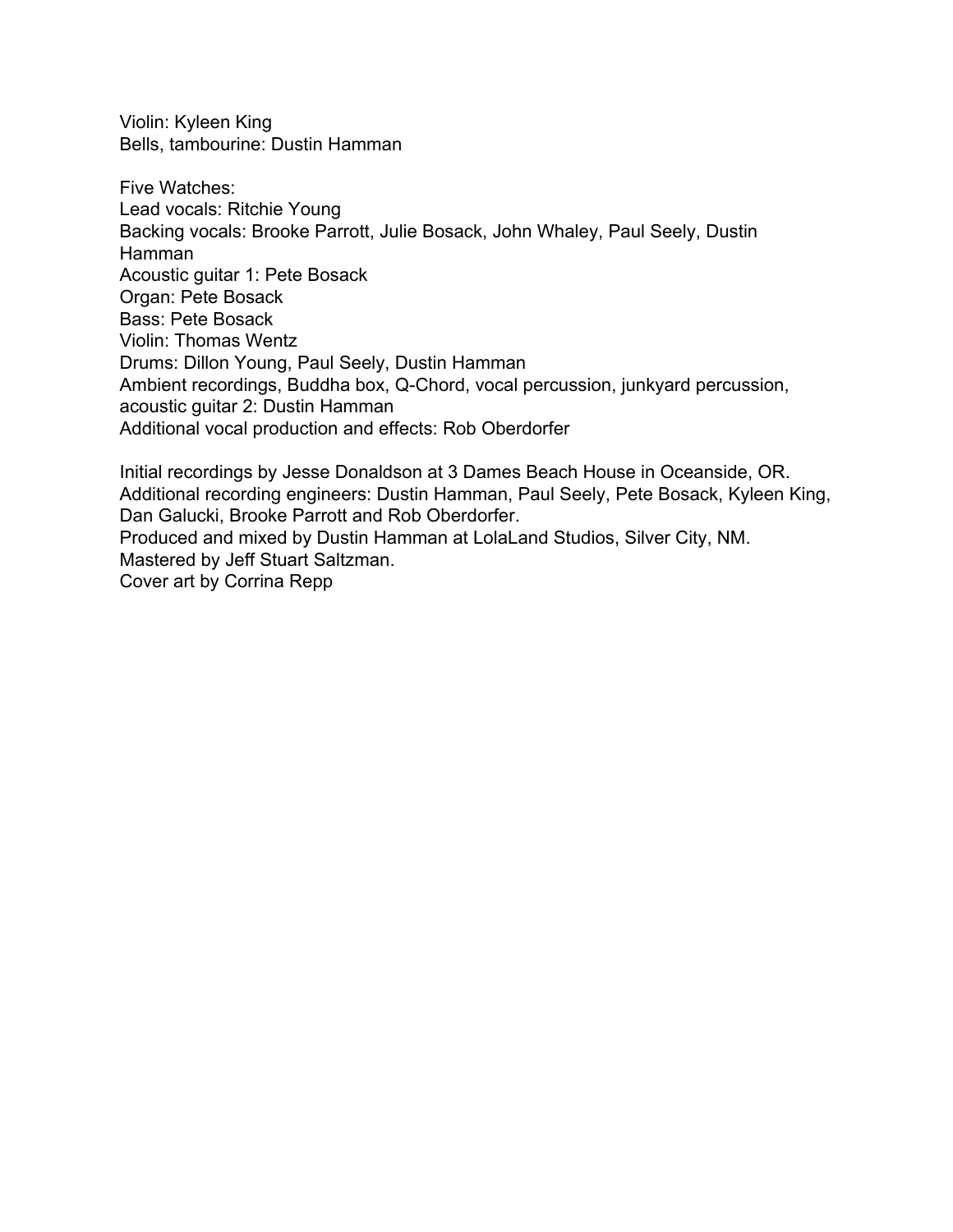Violin: Kyleen King
Bells, tambourine: Dustin Hamman

Five Watches:
Lead vocals: Ritchie Young
Backing vocals: Brooke Parrott, Julie Bosack, John Whaley, Paul Seely, Dustin Hamman
Acoustic guitar 1: Pete Bosack
Organ: Pete Bosack
Bass: Pete Bosack
Violin: Thomas Wentz
Drums: Dillon Young, Paul Seely, Dustin Hamman
Ambient recordings, Buddha box, Q-Chord, vocal percussion, junkyard percussion, acoustic guitar 2: Dustin Hamman
Additional vocal production and effects: Rob Oberdorfer

Initial recordings by Jesse Donaldson at 3 Dames Beach House in Oceanside, OR.
Additional recording engineers: Dustin Hamman, Paul Seely, Pete Bosack, Kyleen King, Dan Galucki, Brooke Parrott and Rob Oberdorfer.
Produced and mixed by Dustin Hamman at LolaLand Studios, Silver City, NM.
Mastered by Jeff Stuart Saltzman.
Cover art by Corrina Repp